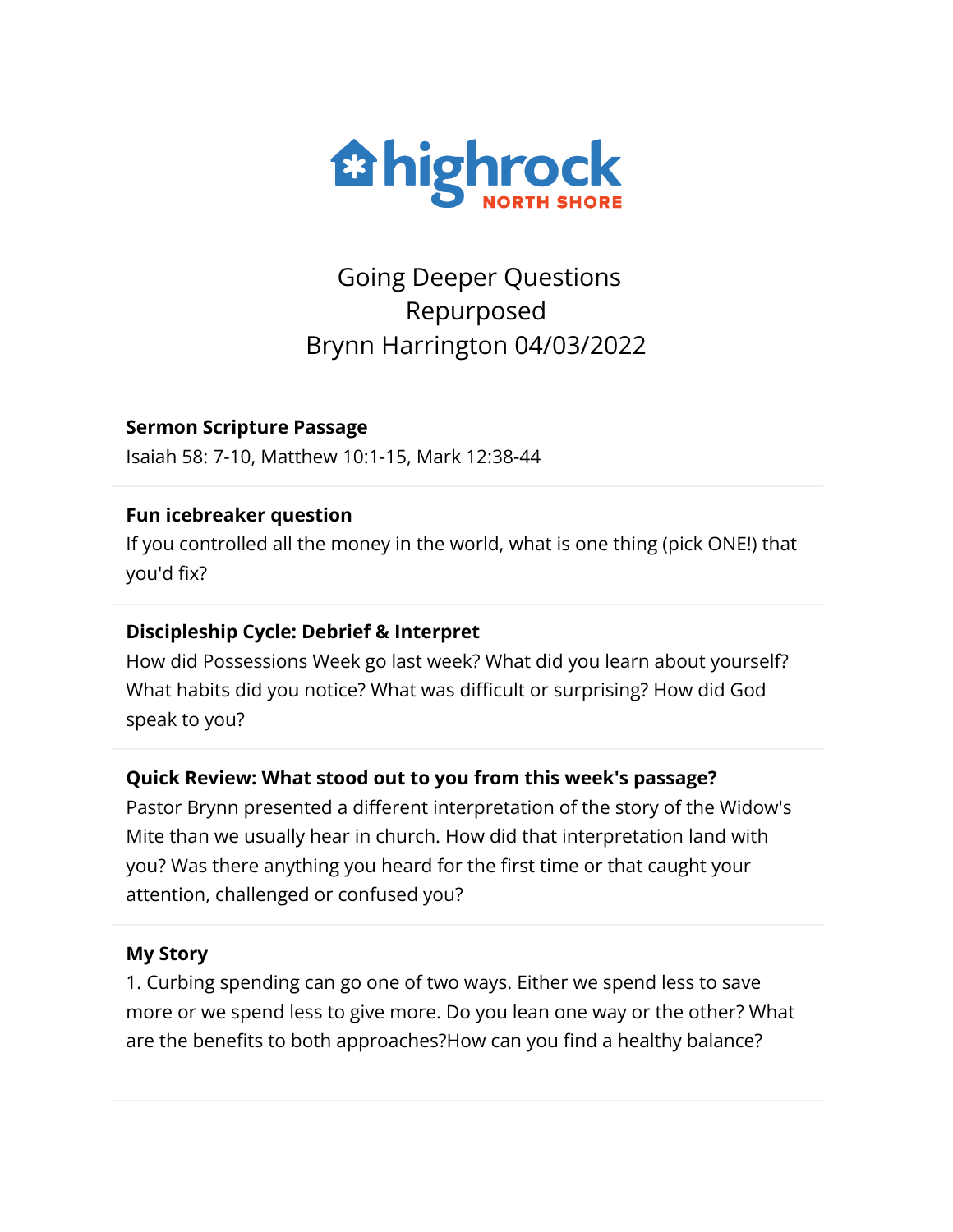highrock NORTH SHORE

# Going Deeper Questions
# Repurposed
# Brynn Harrington 04/03/2022

**Sermon Scripture Passage**

Isaiah 58: 7-10, Matthew 10:1-15, Mark 12:38-44

---

**Fun icebreaker question**

If you controlled all the money in the world, what is one thing (pick ONE!) that you'd fix?

---

**Discipleship Cycle: Debrief & Interpret**

How did Possessions Week go last week? What did you learn about yourself? What habits did you notice? What was difficult or surprising? How did God speak to you?

---

**Quick Review: What stood out to you from this week's passage?**

Pastor Brynn presented a different interpretation of the story of the Widow's Mite than we usually hear in church. How did that interpretation land with you? Was there anything you heard for the first time or that caught your attention, challenged or confused you?

---

**My Story**

1. Curbing spending can go one of two ways. Either we spend less to save more or we spend less to give more. Do you lean one way or the other? What are the benefits to both approaches?How can you find a healthy balance?

---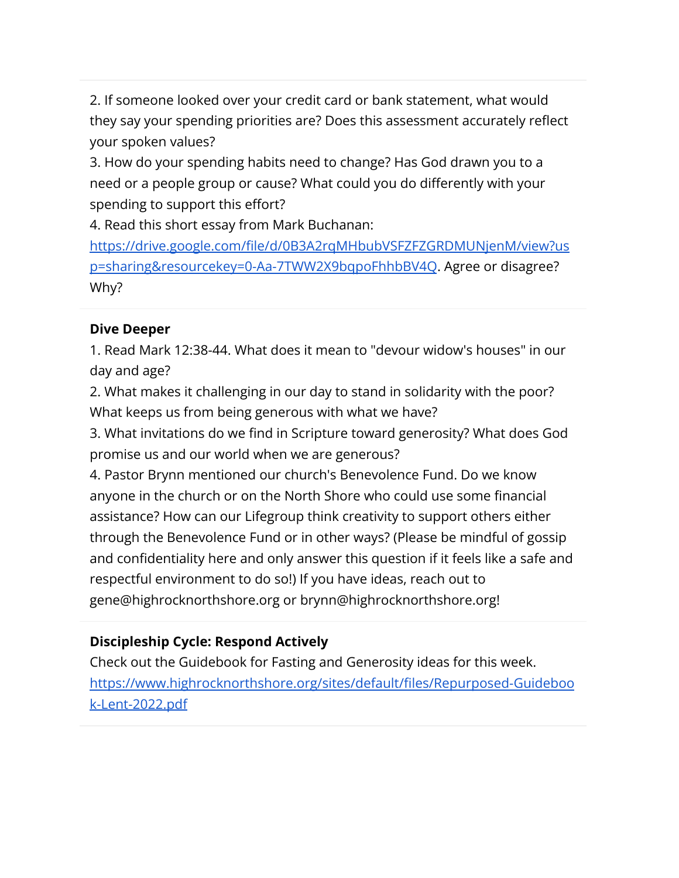2. If someone looked over your credit card or bank statement, what would they say your spending priorities are? Does this assessment accurately reflect your spoken values?
3. How do your spending habits need to change? Has God drawn you to a need or a people group or cause? What could you do differently with your spending to support this effort?
4. Read this short essay from Mark Buchanan: [https://drive.google.com/file/d/0B3A2rqMHbubVSFZFZGRDMUNjenM/view?usp=sharing&resourcekey=0-Aa-7TWW2X9bqpoFhhbBV4Q](https://drive.google.com/file/d/0B3A2rqMHbubVSFZFZGRDMUNjenM/view?usp=sharing&resourcekey=0-Aa-7TWW2X9bqpoFhhbBV4Q). Agree or disagree? Why?

---

**Dive Deeper**
1. Read Mark 12:38-44. What does it mean to "devour widow's houses" in our day and age?
2. What makes it challenging in our day to stand in solidarity with the poor? What keeps us from being generous with what we have?
3. What invitations do we find in Scripture toward generosity? What does God promise us and our world when we are generous?
4. Pastor Brynn mentioned our church's Benevolence Fund. Do we know anyone in the church or on the North Shore who could use some financial assistance? How can our Lifegroup think creativity to support others either through the Benevolence Fund or in other ways? (Please be mindful of gossip and confidentiality here and only answer this question if it feels like a safe and respectful environment to do so!) If you have ideas, reach out to gene@highrocknorthshore.org or brynn@highrocknorthshore.org!

---

**Discipleship Cycle: Respond Actively**
Check out the Guidebook for Fasting and Generosity ideas for this week.
[https://www.highrocknorthshore.org/sites/default/files/Repurposed-Guidebook-Lent-2022.pdf](https://www.highrocknorthshore.org/sites/default/files/Repurposed-Guidebook-Lent-2022.pdf)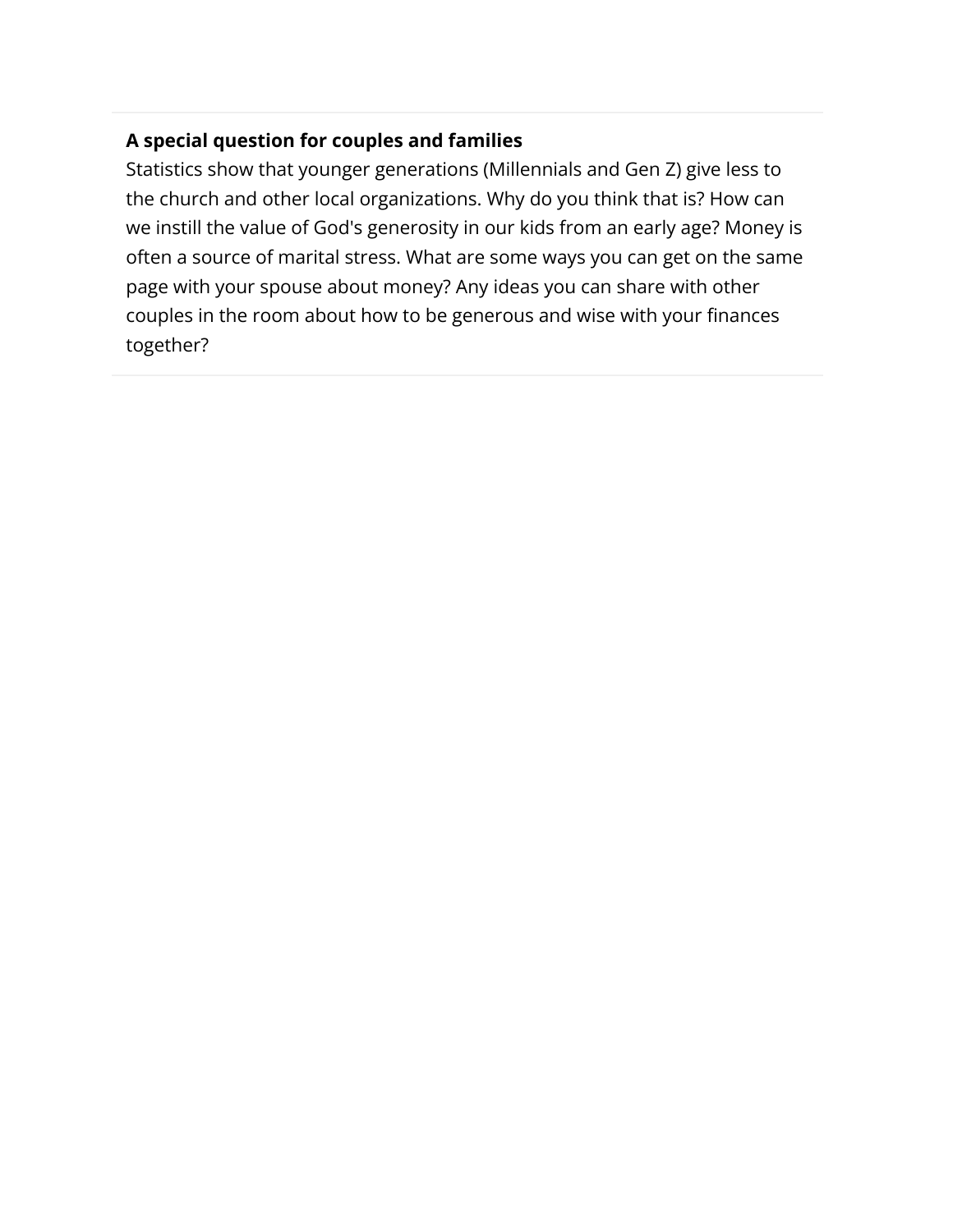**A special question for couples and families**
Statistics show that younger generations (Millennials and Gen Z) give less to the church and other local organizations. Why do you think that is? How can we instill the value of God's generosity in our kids from an early age? Money is often a source of marital stress. What are some ways you can get on the same page with your spouse about money? Any ideas you can share with other couples in the room about how to be generous and wise with your finances together?